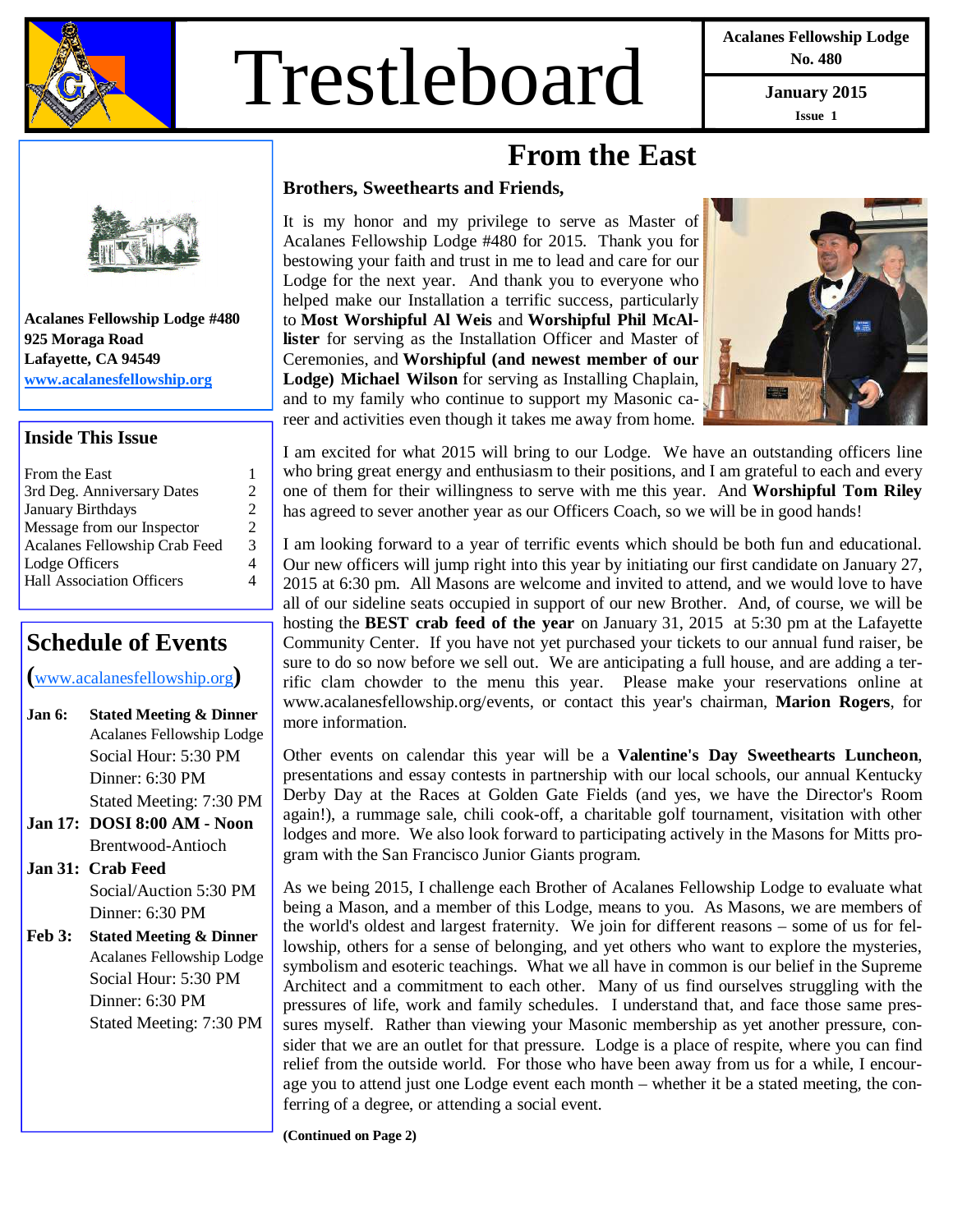# Trestleboard

**Acalanes Fellowship Lodge No. 480**

**January 2015**
**Issue 1**

**Acalanes Fellowship Lodge #480**
**925 Moraga Road**
**Lafayette, CA 94549**
**www.acalanesfellowship.org**

## Inside This Issue

| | |
|---|---|
| From the East | 1 |
| 3rd Deg. Anniversary Dates | 2 |
| January Birthdays | 2 |
| Message from our Inspector | 2 |
| Acalanes Fellowship Crab Feed | 3 |
| Lodge Officers | 4 |
| Hall Association Officers | 4 |

## Schedule of Events

(www.acalanesfellowship.org)

**Jan 6: Stated Meeting & Dinner**
Acalanes Fellowship Lodge
Social Hour: 5:30 PM
Dinner: 6:30 PM
Stated Meeting: 7:30 PM

**Jan 17: DOSI 8:00 AM - Noon**
Brentwood-Antioch

**Jan 31: Crab Feed**
Social/Auction 5:30 PM
Dinner: 6:30 PM

**Feb 3: Stated Meeting & Dinner**
Acalanes Fellowship Lodge
Social Hour: 5:30 PM
Dinner: 6:30 PM
Stated Meeting: 7:30 PM

# From the East

**Brothers, Sweethearts and Friends,**

It is my honor and my privilege to serve as Master of Acalanes Fellowship Lodge #480 for 2015. Thank you for bestowing your faith and trust in me to lead and care for our Lodge for the next year. And thank you to everyone who helped make our Installation a terrific success, particularly to **Most Worshipful Al Weis** and **Worshipful Phil McAllister** for serving as the Installation Officer and Master of Ceremonies, and **Worshipful (and newest member of our Lodge) Michael Wilson** for serving as Installing Chaplain, and to my family who continue to support my Masonic career and activities even though it takes me away from home.

I am excited for what 2015 will bring to our Lodge. We have an outstanding officers line who bring great energy and enthusiasm to their positions, and I am grateful to each and every one of them for their willingness to serve with me this year. And **Worshipful Tom Riley** has agreed to sever another year as our Officers Coach, so we will be in good hands!

I am looking forward to a year of terrific events which should be both fun and educational. Our new officers will jump right into this year by initiating our first candidate on January 27, 2015 at 6:30 pm. All Masons are welcome and invited to attend, and we would love to have all of our sideline seats occupied in support of our new Brother. And, of course, we will be hosting the **BEST crab feed of the year** on January 31, 2015 at 5:30 pm at the Lafayette Community Center. If you have not yet purchased your tickets to our annual fund raiser, be sure to do so now before we sell out. We are anticipating a full house, and are adding a terrific clam chowder to the menu this year. Please make your reservations online at www.acalanesfellowship.org/events, or contact this year's chairman, **Marion Rogers**, for more information.

Other events on calendar this year will be a **Valentine's Day Sweethearts Luncheon**, presentations and essay contests in partnership with our local schools, our annual Kentucky Derby Day at the Races at Golden Gate Fields (and yes, we have the Director's Room again!), a rummage sale, chili cook-off, a charitable golf tournament, visitation with other lodges and more. We also look forward to participating actively in the Masons for Mitts program with the San Francisco Junior Giants program.

As we being 2015, I challenge each Brother of Acalanes Fellowship Lodge to evaluate what being a Mason, and a member of this Lodge, means to you. As Masons, we are members of the world's oldest and largest fraternity. We join for different reasons – some of us for fellowship, others for a sense of belonging, and yet others who want to explore the mysteries, symbolism and esoteric teachings. What we all have in common is our belief in the Supreme Architect and a commitment to each other. Many of us find ourselves struggling with the pressures of life, work and family schedules. I understand that, and face those same pressures myself. Rather than viewing your Masonic membership as yet another pressure, consider that we are an outlet for that pressure. Lodge is a place of respite, where you can find relief from the outside world. For those who have been away from us for a while, I encourage you to attend just one Lodge event each month – whether it be a stated meeting, the conferring of a degree, or attending a social event.

**(Continued on Page 2)**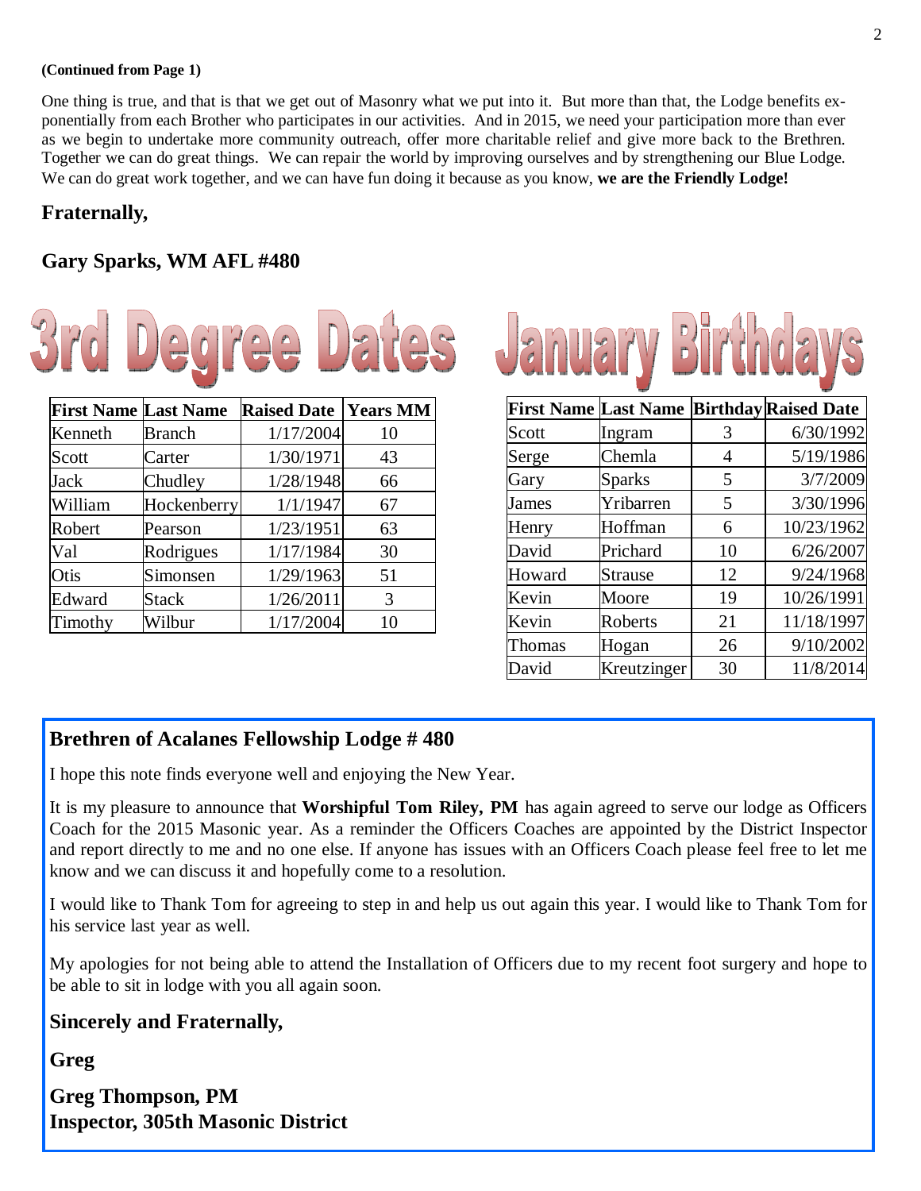**(Continued from Page 1)**

One thing is true, and that is that we get out of Masonry what we put into it. But more than that, the Lodge benefits exponentially from each Brother who participates in our activities. And in 2015, we need your participation more than ever as we begin to undertake more community outreach, offer more charitable relief and give more back to the Brethren. Together we can do great things. We can repair the world by improving ourselves and by strengthening our Blue Lodge. We can do great work together, and we can have fun doing it because as you know, **we are the Friendly Lodge!**

**Fraternally,**

**Gary Sparks, WM AFL #480**

## 3rd Degree Dates

| First Name | Last Name | Raised Date | Years MM |
|---|---|---|---|
| Kenneth | Branch | 1/17/2004 | 10 |
| Scott | Carter | 1/30/1971 | 43 |
| Jack | Chudley | 1/28/1948 | 66 |
| William | Hockenberry | 1/1/1947 | 67 |
| Robert | Pearson | 1/23/1951 | 63 |
| Val | Rodrigues | 1/17/1984 | 30 |
| Otis | Simonsen | 1/29/1963 | 51 |
| Edward | Stack | 1/26/2011 | 3 |
| Timothy | Wilbur | 1/17/2004 | 10 |

## January Birthdays

| First Name | Last Name | Birthday | Raised Date |
|---|---|---|---|
| Scott | Ingram | 3 | 6/30/1992 |
| Serge | Chemla | 4 | 5/19/1986 |
| Gary | Sparks | 5 | 3/7/2009 |
| James | Yribarren | 5 | 3/30/1996 |
| Henry | Hoffman | 6 | 10/23/1962 |
| David | Prichard | 10 | 6/26/2007 |
| Howard | Strause | 12 | 9/24/1968 |
| Kevin | Moore | 19 | 10/26/1991 |
| Kevin | Roberts | 21 | 11/18/1997 |
| Thomas | Hogan | 26 | 9/10/2002 |
| David | Kreutzinger | 30 | 11/8/2014 |

## Brethren of Acalanes Fellowship Lodge # 480

I hope this note finds everyone well and enjoying the New Year.

It is my pleasure to announce that **Worshipful Tom Riley, PM** has again agreed to serve our lodge as Officers Coach for the 2015 Masonic year. As a reminder the Officers Coaches are appointed by the District Inspector and report directly to me and no one else. If anyone has issues with an Officers Coach please feel free to let me know and we can discuss it and hopefully come to a resolution.

I would like to Thank Tom for agreeing to step in and help us out again this year. I would like to Thank Tom for his service last year as well.

My apologies for not being able to attend the Installation of Officers due to my recent foot surgery and hope to be able to sit in lodge with you all again soon.

**Sincerely and Fraternally,**

**Greg**

**Greg Thompson, PM**
**Inspector, 305th Masonic District**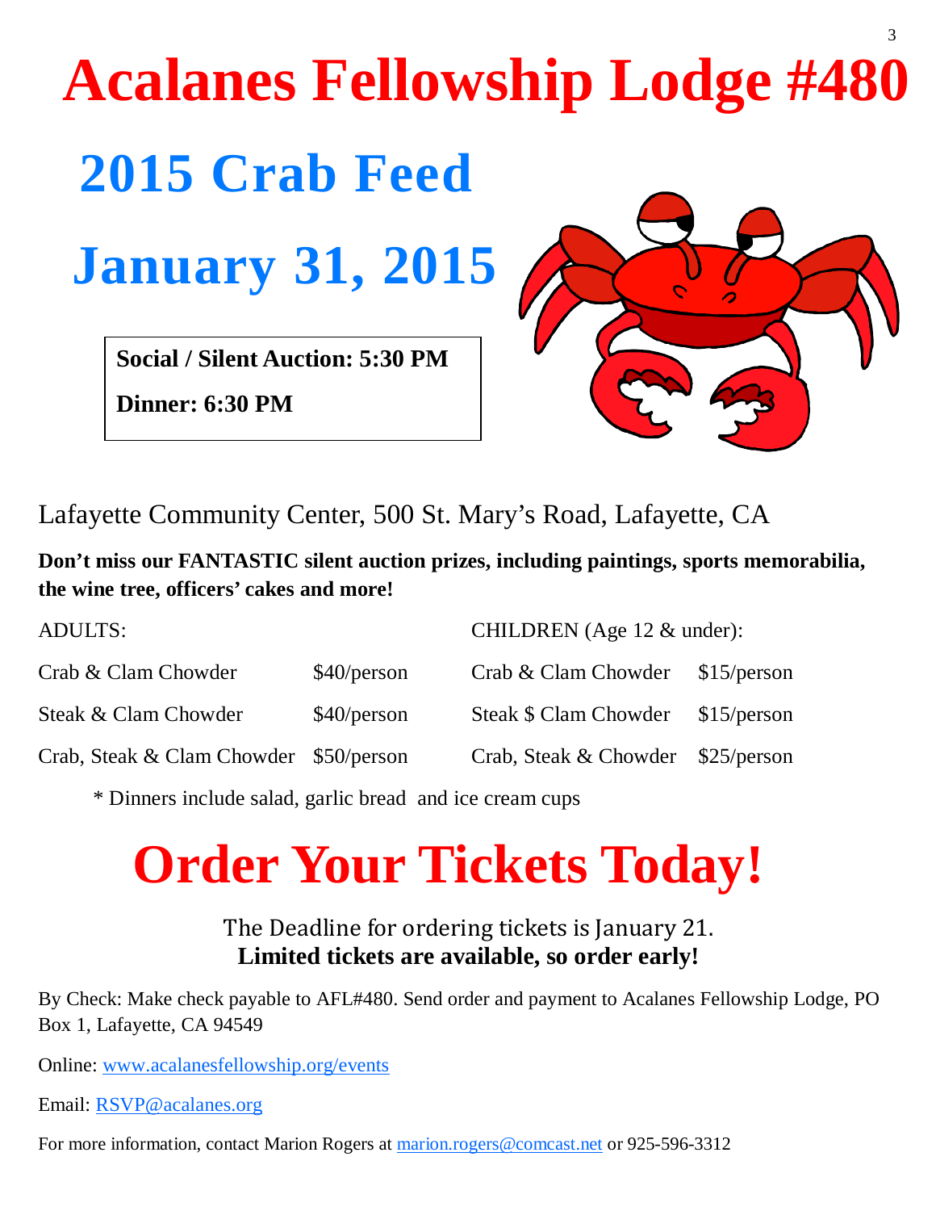# Acalanes Fellowship Lodge #480

## 2015 Crab Feed

## January 31, 2015

**Social / Silent Auction: 5:30 PM**

**Dinner: 6:30 PM**

Lafayette Community Center, 500 St. Mary's Road, Lafayette, CA

**Don't miss our FANTASTIC silent auction prizes, including paintings, sports memorabilia, the wine tree, officers' cakes and more!**

| ADULTS: | | CHILDREN (Age 12 & under): | |
|---|---|---|---|
| Crab & Clam Chowder | $40/person | Crab & Clam Chowder | $15/person |
| Steak & Clam Chowder | $40/person | Steak $ Clam Chowder | $15/person |
| Crab, Steak & Clam Chowder | $50/person | Crab, Steak & Chowder | $25/person |

\* Dinners include salad, garlic bread and ice cream cups

# Order Your Tickets Today!

The Deadline for ordering tickets is January 21.
**Limited tickets are available, so order early!**

By Check: Make check payable to AFL#480. Send order and payment to Acalanes Fellowship Lodge, PO Box 1, Lafayette, CA 94549

Online: www.acalanesfellowship.org/events

Email: RSVP@acalanes.org

For more information, contact Marion Rogers at marion.rogers@comcast.net or 925-596-3312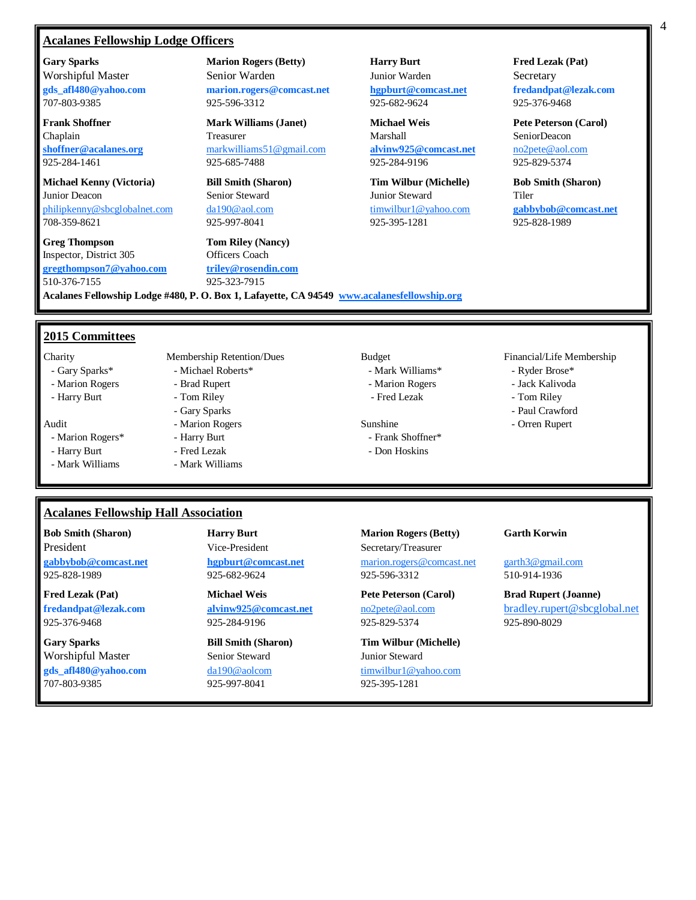## Acalanes Fellowship Lodge Officers

**Gary Sparks**
Worshipful Master
**gds_afl480@yahoo.com**
707-803-9385

**Marion Rogers (Betty)**
Senior Warden
**marion.rogers@comcast.net**
925-596-3312

**Harry Burt**
Junior Warden
**hgpburt@comcast.net**
925-682-9624

**Fred Lezak (Pat)**
Secretary
**fredandpat@lezak.com**
925-376-9468

**Frank Shoffner**
Chaplain
**shoffner@acalanes.org**
925-284-1461

**Mark Williams (Janet)**
Treasurer
markwilliams51@gmail.com
925-685-7488

**Michael Weis**
Marshall
**alvinw925@comcast.net**
925-284-9196

**Pete Peterson (Carol)**
SeniorDeacon
no2pete@aol.com
925-829-5374

**Michael Kenny (Victoria)**
Junior Deacon
philipkenny@sbcglobalnet.com
708-359-8621

**Bill Smith (Sharon)**
Senior Steward
da190@aol.com
925-997-8041

**Tim Wilbur (Michelle)**
Junior Steward
timwilbur1@yahoo.com
925-395-1281

**Bob Smith (Sharon)**
Tiler
**gabbybob@comcast.net**
925-828-1989

**Greg Thompson**
Inspector, District 305
**gregthompson7@yahoo.com**
510-376-7155

**Tom Riley (Nancy)**
Officers Coach
**triley@rosendin.com**
925-323-7915

**Acalanes Fellowship Lodge #480, P. O. Box 1, Lafayette, CA 94549** **www.acalanesfellowship.org**

## 2015 Committees

Charity
- Gary Sparks*
- Marion Rogers
- Harry Burt

Audit
- Marion Rogers*
- Harry Burt
- Mark Williams

Membership Retention/Dues
- Michael Roberts*
- Brad Rupert
- Tom Riley
- Gary Sparks
- Marion Rogers
- Harry Burt
- Fred Lezak
- Mark Williams

Budget
- Mark Williams*
- Marion Rogers
- Fred Lezak

Sunshine
- Frank Shoffner*
- Don Hoskins

Financial/Life Membership
- Ryder Brose*
- Jack Kalivoda
- Tom Riley
- Paul Crawford
- Orren Rupert

## Acalanes Fellowship Hall Association

**Bob Smith (Sharon)**
President
**gabbybob@comcast.net**
925-828-1989

**Harry Burt**
Vice-President
**hgpburt@comcast.net**
925-682-9624

**Marion Rogers (Betty)**
Secretary/Treasurer
marion.rogers@comcast.net
925-596-3312

**Garth Korwin**
garth3@gmail.com
510-914-1936

**Fred Lezak (Pat)**
**fredandpat@lezak.com**
925-376-9468

**Michael Weis**
**alvinw925@comcast.net**
925-284-9196

**Pete Peterson (Carol)**
no2pete@aol.com
925-829-5374

**Brad Rupert (Joanne)**
bradley.rupert@sbcglobal.net
925-890-8029

**Gary Sparks**
Worshipful Master
**gds_afl480@yahoo.com**
707-803-9385

**Bill Smith (Sharon)**
Senior Steward
da190@aolcom
925-997-8041

**Tim Wilbur (Michelle)**
Junior Steward
timwilbur1@yahoo.com
925-395-1281